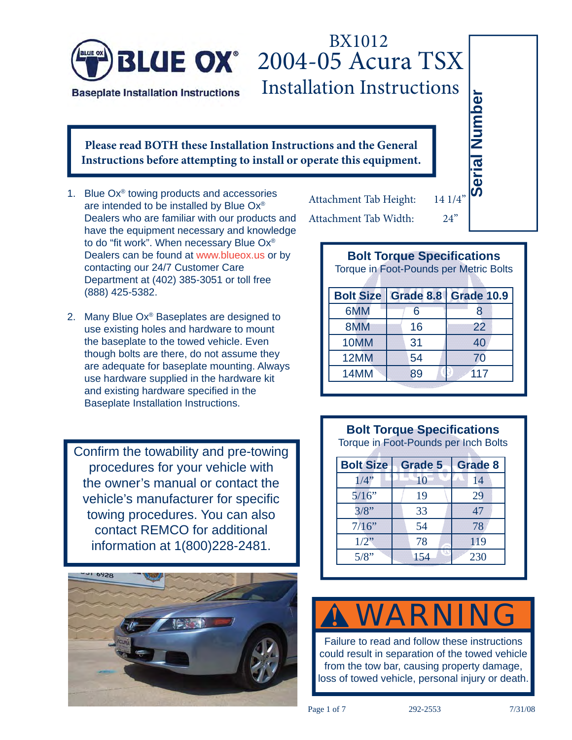# BLUE OX®

**Baseplate Installation Instructions**

# BX1012
# 2004-05 Acura TSX
## Installation Instructions

**Serial Number**

**Please read BOTH these Installation Instructions and the General Instructions before attempting to install or operate this equipment.**

1. Blue Ox® towing products and accessories are intended to be installed by Blue Ox® Dealers who are familiar with our products and have the equipment necessary and knowledge to do "fit work". When necessary Blue Ox® Dealers can be found at www.blueox.us or by contacting our 24/7 Customer Care Department at (402) 385-3051 or toll free (888) 425-5382.

2. Many Blue Ox® Baseplates are designed to use existing holes and hardware to mount the baseplate to the towed vehicle. Even though bolts are there, do not assume they are adequate for baseplate mounting. Always use hardware supplied in the hardware kit and existing hardware specified in the Baseplate Installation Instructions.

Attachment Tab Height: 14 1/4"

Attachment Tab Width: 24"

### Bolt Torque Specifications
Torque in Foot-Pounds per Metric Bolts

| Bolt Size | Grade 8.8 | Grade 10.9 |
|---|---|---|
| 6MM | 6 | 8 |
| 8MM | 16 | 22 |
| 10MM | 31 | 40 |
| 12MM | 54 | 70 |
| 14MM | 89 | 117 |

Confirm the towability and pre-towing procedures for your vehicle with the owner's manual or contact the vehicle's manufacturer for specific towing procedures. You can also contact REMCO for additional information at 1(800)228-2481.

### Bolt Torque Specifications
Torque in Foot-Pounds per Inch Bolts

| Bolt Size | Grade 5 | Grade 8 |
|---|---|---|
| 1/4" | 10 | 14 |
| 5/16" | 19 | 29 |
| 3/8" | 33 | 47 |
| 7/16" | 54 | 78 |
| 1/2" | 78 | 119 |
| 5/8" | 154 | 230 |

## ⚠ WARNING

Failure to read and follow these instructions could result in separation of the towed vehicle from the tow bar, causing property damage, loss of towed vehicle, personal injury or death.

292-2553 7/31/08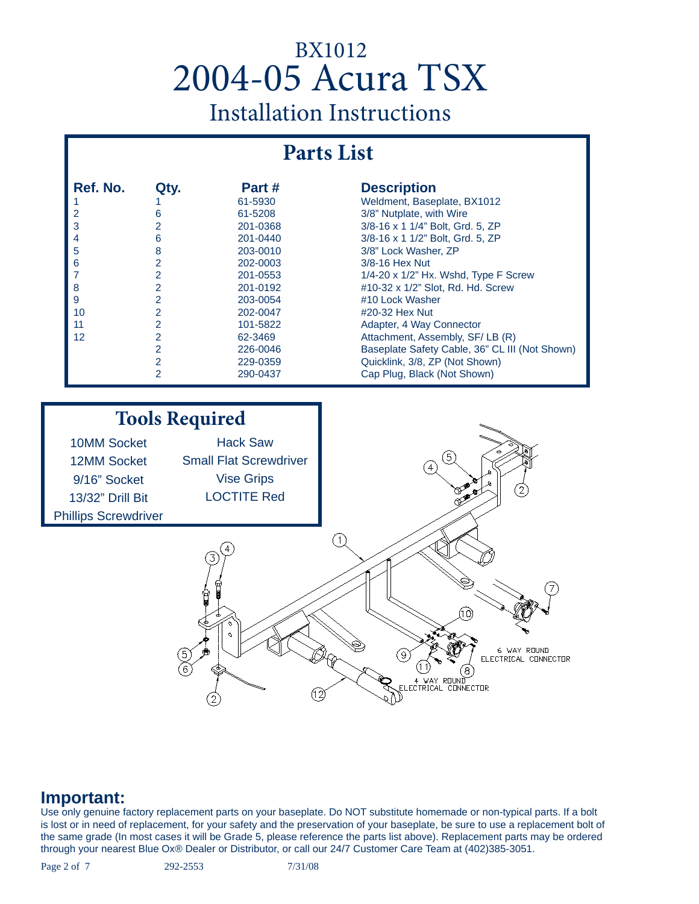# BX1012
# 2004-05 Acura TSX
## Installation Instructions

## Parts List

| Ref. No. | Qty. | Part # | Description |
|---|---|---|---|
| 1 | 1 | 61-5930 | Weldment, Baseplate, BX1012 |
| 2 | 6 | 61-5208 | 3/8" Nutplate, with Wire |
| 3 | 2 | 201-0368 | 3/8-16 x 1 1/4" Bolt, Grd. 5, ZP |
| 4 | 6 | 201-0440 | 3/8-16 x 1 1/2" Bolt, Grd. 5, ZP |
| 5 | 8 | 203-0010 | 3/8" Lock Washer, ZP |
| 6 | 2 | 202-0003 | 3/8-16 Hex Nut |
| 7 | 2 | 201-0553 | 1/4-20 x 1/2" Hx. Wshd, Type F Screw |
| 8 | 2 | 201-0192 | #10-32 x 1/2" Slot, Rd. Hd. Screw |
| 9 | 2 | 203-0054 | #10 Lock Washer |
| 10 | 2 | 202-0047 | #20-32 Hex Nut |
| 11 | 2 | 101-5822 | Adapter, 4 Way Connector |
| 12 | 2 | 62-3469 | Attachment, Assembly, SF/ LB (R) |
| | 2 | 226-0046 | Baseplate Safety Cable, 36" CL III (Not Shown) |
| | 2 | 229-0359 | Quicklink, 3/8, ZP (Not Shown) |
| | 2 | 290-0437 | Cap Plug, Black (Not Shown) |

## Tools Required

| | |
|---|---|
| 10MM Socket | Hack Saw |
| 12MM Socket | Small Flat Screwdriver |
| 9/16" Socket | Vise Grips |
| 13/32" Drill Bit | LOCTITE Red |
| Phillips Screwdriver | |

6 WAY ROUND ELECTRICAL CONNECTOR

4 WAY ROUND ELECTRICAL CONNECTOR

## Important:

Use only genuine factory replacement parts on your baseplate. Do NOT substitute homemade or non-typical parts. If a bolt is lost or in need of replacement, for your safety and the preservation of your baseplate, be sure to use a replacement bolt of the same grade (In most cases it will be Grade 5, please reference the parts list above). Replacement parts may be ordered through your nearest Blue Ox® Dealer or Distributor, or call our 24/7 Customer Care Team at (402)385-3051.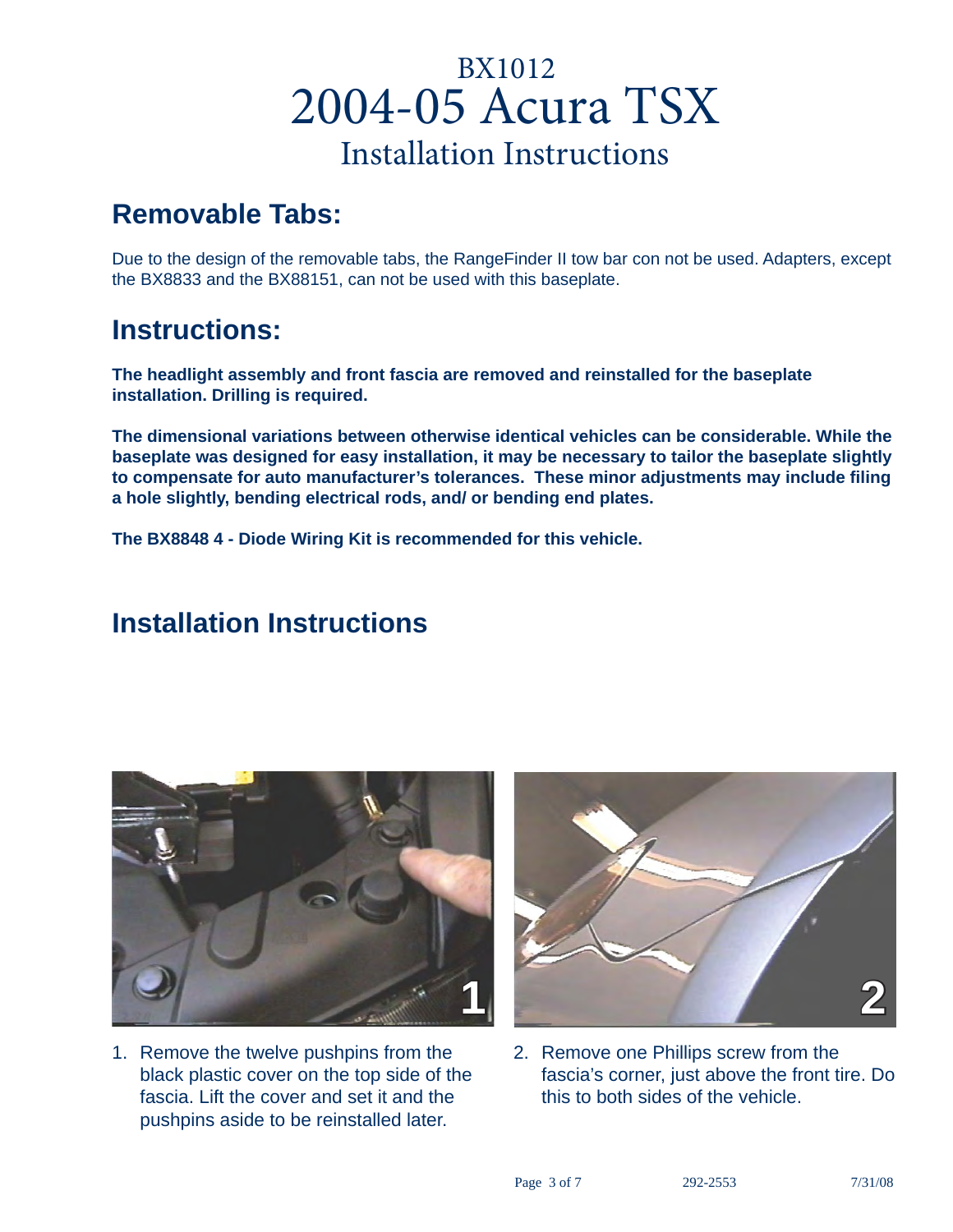# BX1012
# 2004-05 Acura TSX
# Installation Instructions

## Removable Tabs:

Due to the design of the removable tabs, the RangeFinder II tow bar con not be used. Adapters, except the BX8833 and the BX88151, can not be used with this baseplate.

## Instructions:

**The headlight assembly and front fascia are removed and reinstalled for the baseplate installation. Drilling is required.**

**The dimensional variations between otherwise identical vehicles can be considerable. While the baseplate was designed for easy installation, it may be necessary to tailor the baseplate slightly to compensate for auto manufacturer's tolerances.  These minor adjustments may include filing a hole slightly, bending electrical rods, and/ or bending end plates.**

**The BX8848 4 - Diode Wiring Kit is recommended for this vehicle.**

## Installation Instructions

1. Remove the twelve pushpins from the black plastic cover on the top side of the fascia. Lift the cover and set it and the pushpins aside to be reinstalled later.
2. Remove one Phillips screw from the fascia's corner, just above the front tire. Do this to both sides of the vehicle.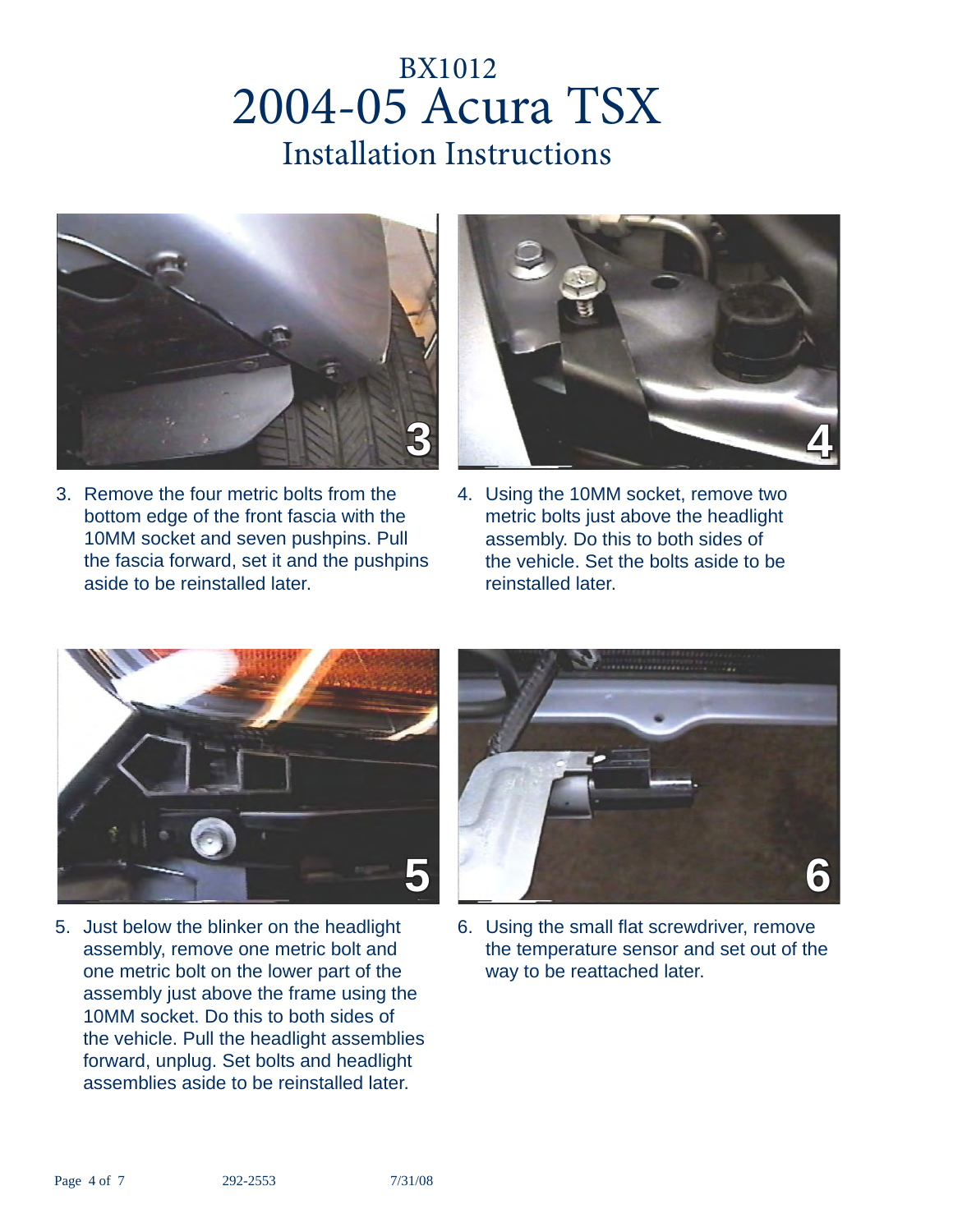BX1012

# 2004-05 Acura TSX

## Installation Instructions

3. Remove the four metric bolts from the bottom edge of the front fascia with the 10MM socket and seven pushpins. Pull the fascia forward, set it and the pushpins aside to be reinstalled later.

4. Using the 10MM socket, remove two metric bolts just above the headlight assembly. Do this to both sides of the vehicle. Set the bolts aside to be reinstalled later.

5. Just below the blinker on the headlight assembly, remove one metric bolt and one metric bolt on the lower part of the assembly just above the frame using the 10MM socket. Do this to both sides of the vehicle. Pull the headlight assemblies forward, unplug. Set bolts and headlight assemblies aside to be reinstalled later.

6. Using the small flat screwdriver, remove the temperature sensor and set out of the way to be reattached later.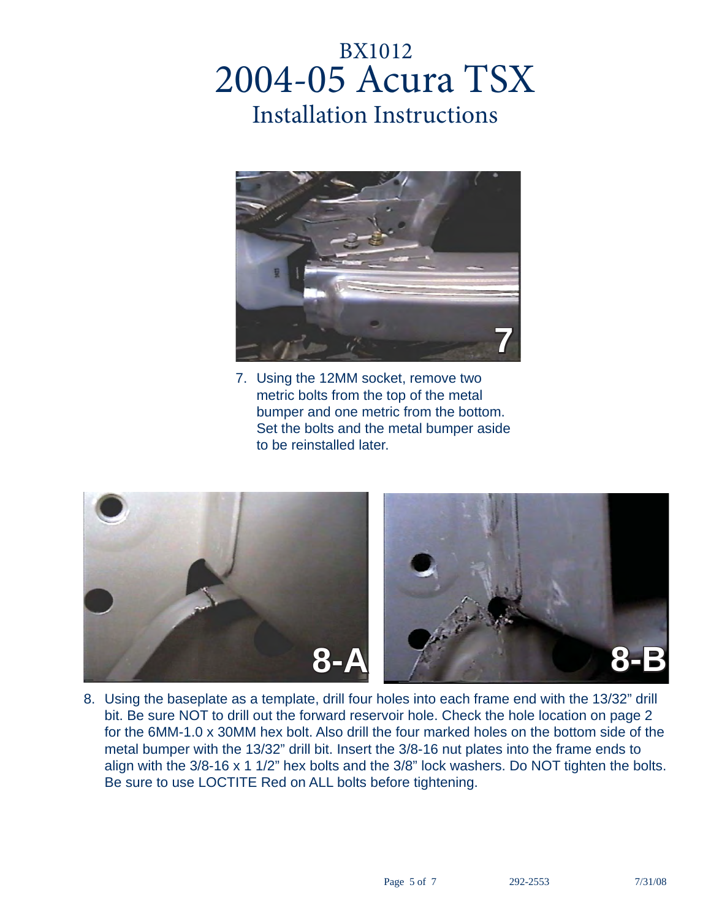# BX1012
# 2004-05 Acura TSX
## Installation Instructions

7. Using the 12MM socket, remove two metric bolts from the top of the metal bumper and one metric from the bottom. Set the bolts and the metal bumper aside to be reinstalled later.

8. Using the baseplate as a template, drill four holes into each frame end with the 13/32" drill bit. Be sure NOT to drill out the forward reservoir hole. Check the hole location on page 2 for the 6MM-1.0 x 30MM hex bolt. Also drill the four marked holes on the bottom side of the metal bumper with the 13/32" drill bit. Insert the 3/8-16 nut plates into the frame ends to align with the 3/8-16 x 1 1/2" hex bolts and the 3/8" lock washers. Do NOT tighten the bolts. Be sure to use LOCTITE Red on ALL bolts before tightening.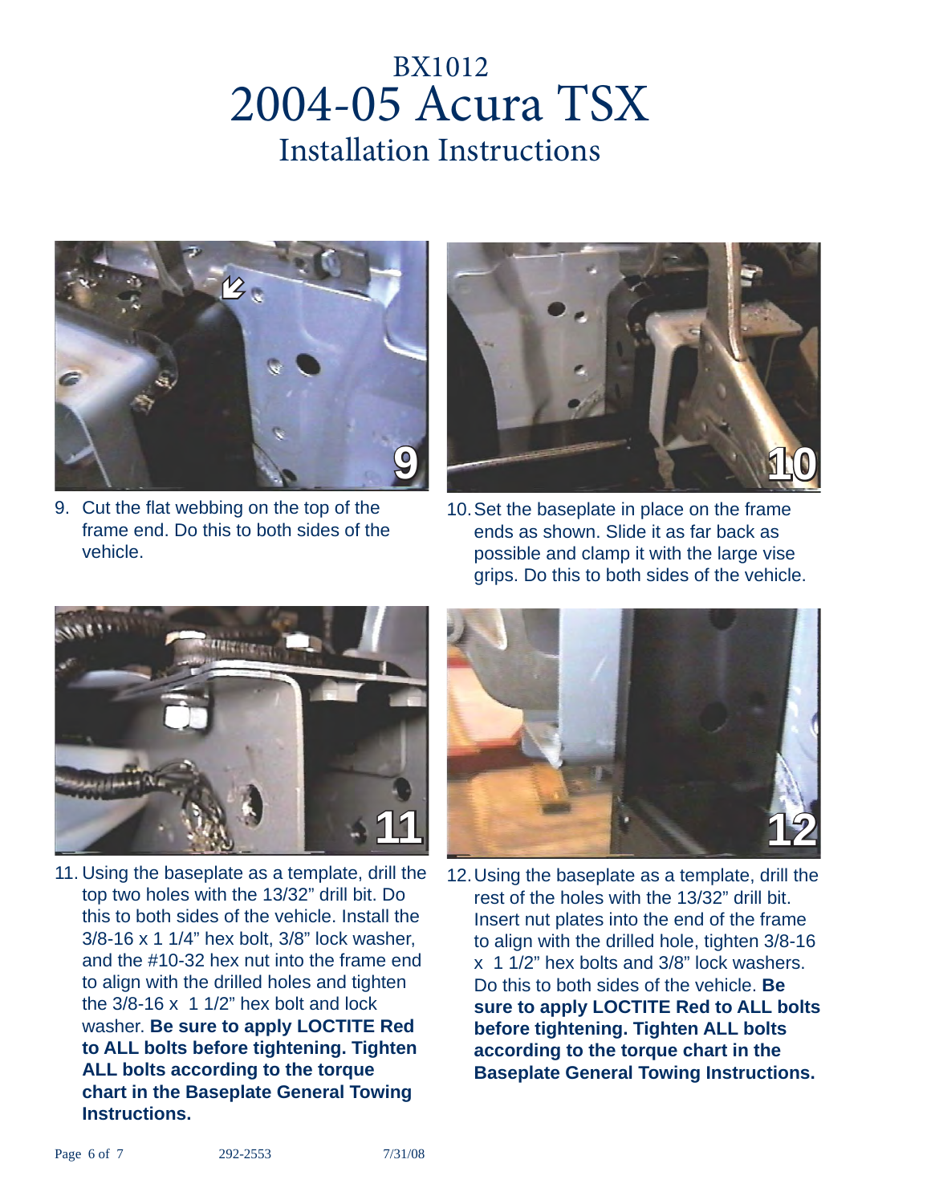# BX1012
# 2004-05 Acura TSX
## Installation Instructions

9. Cut the flat webbing on the top of the frame end. Do this to both sides of the vehicle.

10. Set the baseplate in place on the frame ends as shown. Slide it as far back as possible and clamp it with the large vise grips. Do this to both sides of the vehicle.

11. Using the baseplate as a template, drill the top two holes with the 13/32" drill bit. Do this to both sides of the vehicle. Install the 3/8-16 x 1 1/4" hex bolt, 3/8" lock washer, and the #10-32 hex nut into the frame end to align with the drilled holes and tighten the 3/8-16 x 1 1/2" hex bolt and lock washer. **Be sure to apply LOCTITE Red to ALL bolts before tightening. Tighten ALL bolts according to the torque chart in the Baseplate General Towing Instructions.**

12. Using the baseplate as a template, drill the rest of the holes with the 13/32" drill bit. Insert nut plates into the end of the frame to align with the drilled hole, tighten 3/8-16 x 1 1/2" hex bolts and 3/8" lock washers. Do this to both sides of the vehicle. **Be sure to apply LOCTITE Red to ALL bolts before tightening. Tighten ALL bolts according to the torque chart in the Baseplate General Towing Instructions.**

292-2553 7/31/08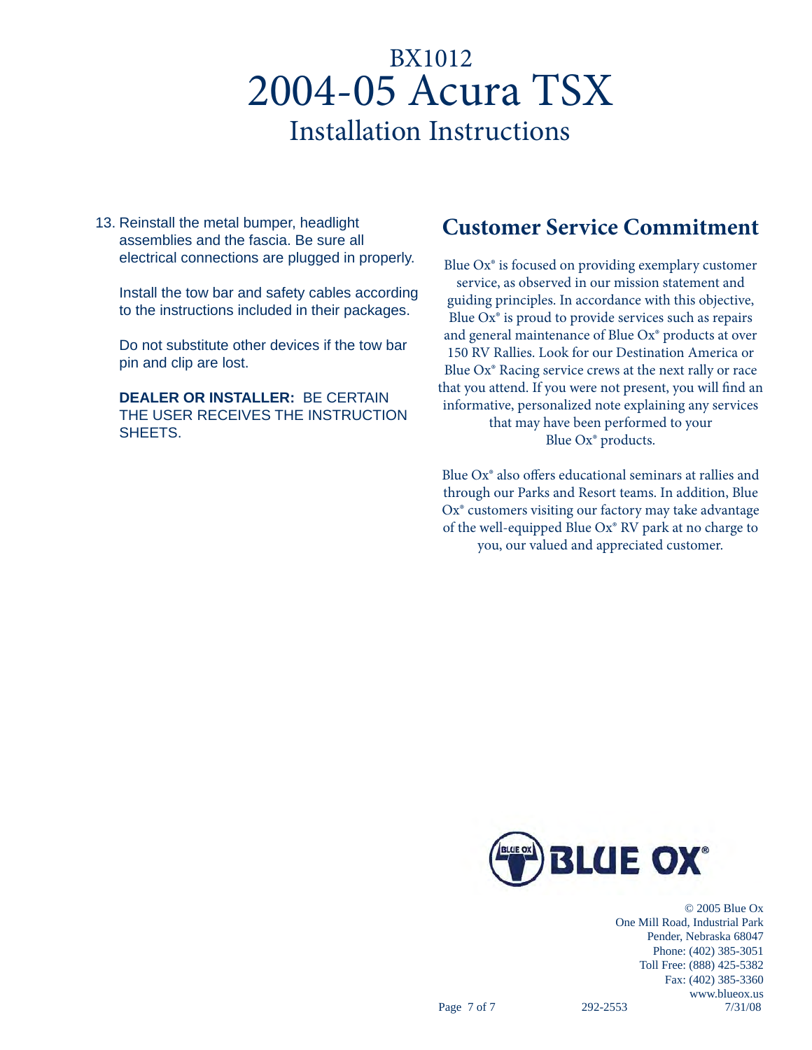# BX1012
# 2004-05 Acura TSX
## Installation Instructions

13. Reinstall the metal bumper, headlight assemblies and the fascia. Be sure all electrical connections are plugged in properly.

    Install the tow bar and safety cables according to the instructions included in their packages.

    Do not substitute other devices if the tow bar pin and clip are lost.

    **DEALER OR INSTALLER:** BE CERTAIN THE USER RECEIVES THE INSTRUCTION SHEETS.

## Customer Service Commitment

Blue Ox® is focused on providing exemplary customer service, as observed in our mission statement and guiding principles. In accordance with this objective, Blue Ox® is proud to provide services such as repairs and general maintenance of Blue Ox® products at over 150 RV Rallies. Look for our Destination America or Blue Ox® Racing service crews at the next rally or race that you attend. If you were not present, you will find an informative, personalized note explaining any services that may have been performed to your Blue Ox® products.

Blue Ox® also offers educational seminars at rallies and through our Parks and Resort teams. In addition, Blue Ox® customers visiting our factory may take advantage of the well-equipped Blue Ox® RV park at no charge to you, our valued and appreciated customer.

BLUE OX®

© 2005 Blue Ox
One Mill Road, Industrial Park
Pender, Nebraska 68047
Phone: (402) 385-3051
Toll Free: (888) 425-5382
Fax: (402) 385-3360
www.blueox.us

292-2553 7/31/08